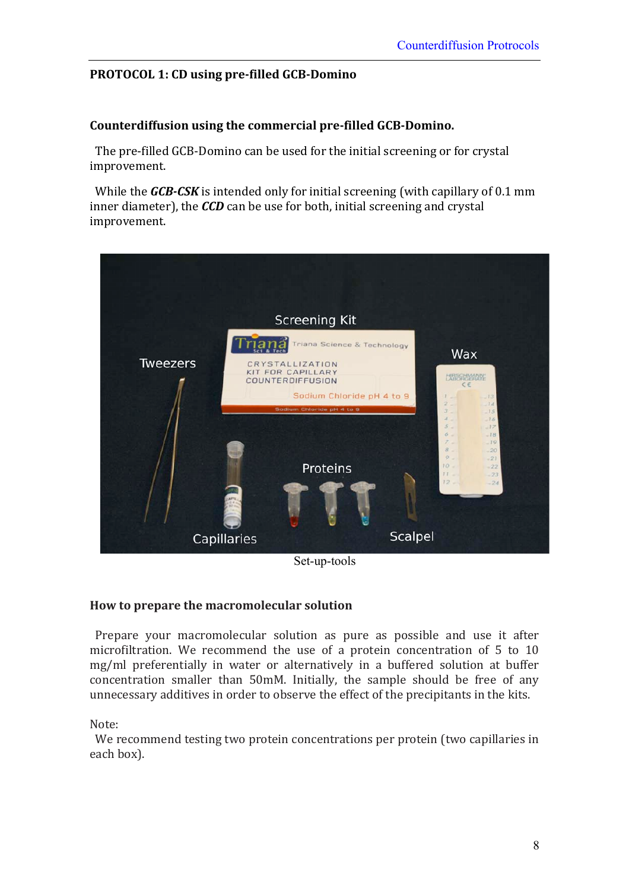## PROTOCOL 1: CD using pre-filled GCB-Domino

### Counterdiffusion using the commercial pre-filled GCB-Domino.

The pre-filled GCB-Domino can be used for the initial screening or for crystal improvement.

While the ***GCB-CSK*** is intended only for initial screening (with capillary of 0.1 mm inner diameter), the ***CCD*** can be use for both, initial screening and crystal improvement.

Set-up-tools

### How to prepare the macromolecular solution

Prepare your macromolecular solution as pure as possible and use it after microfiltration. We recommend the use of a protein concentration of 5 to 10 mg/ml preferentially in water or alternatively in a buffered solution at buffer concentration smaller than 50mM. Initially, the sample should be free of any unnecessary additives in order to observe the effect of the precipitants in the kits.

Note:

We recommend testing two protein concentrations per protein (two capillaries in each box).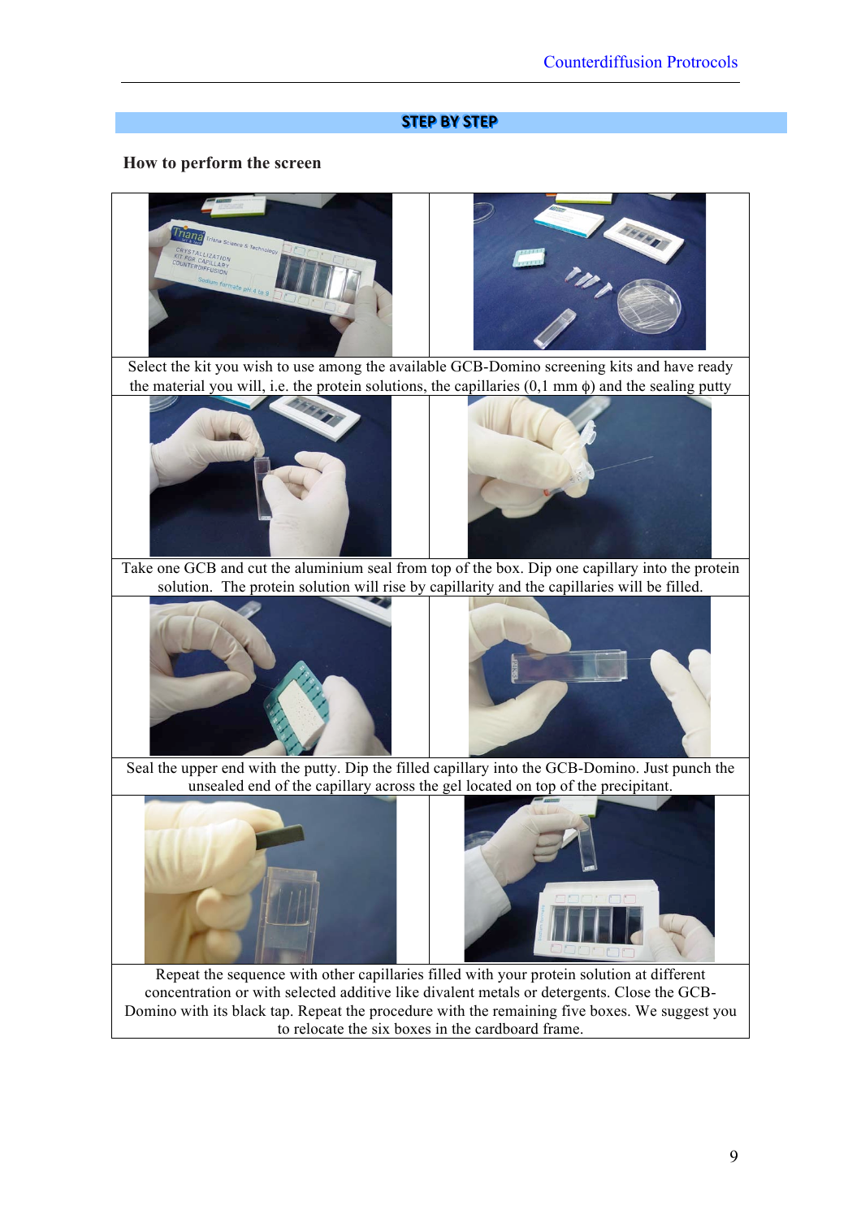## STEP BY STEP

### How to perform the screen

Select the kit you wish to use among the available GCB-Domino screening kits and have ready the material you will, i.e. the protein solutions, the capillaries (0,1 mm ϕ) and the sealing putty

Take one GCB and cut the aluminium seal from top of the box. Dip one capillary into the protein solution. The protein solution will rise by capillarity and the capillaries will be filled.

Seal the upper end with the putty. Dip the filled capillary into the GCB-Domino. Just punch the unsealed end of the capillary across the gel located on top of the precipitant.

Repeat the sequence with other capillaries filled with your protein solution at different concentration or with selected additive like divalent metals or detergents. Close the GCB-Domino with its black tap. Repeat the procedure with the remaining five boxes. We suggest you to relocate the six boxes in the cardboard frame.